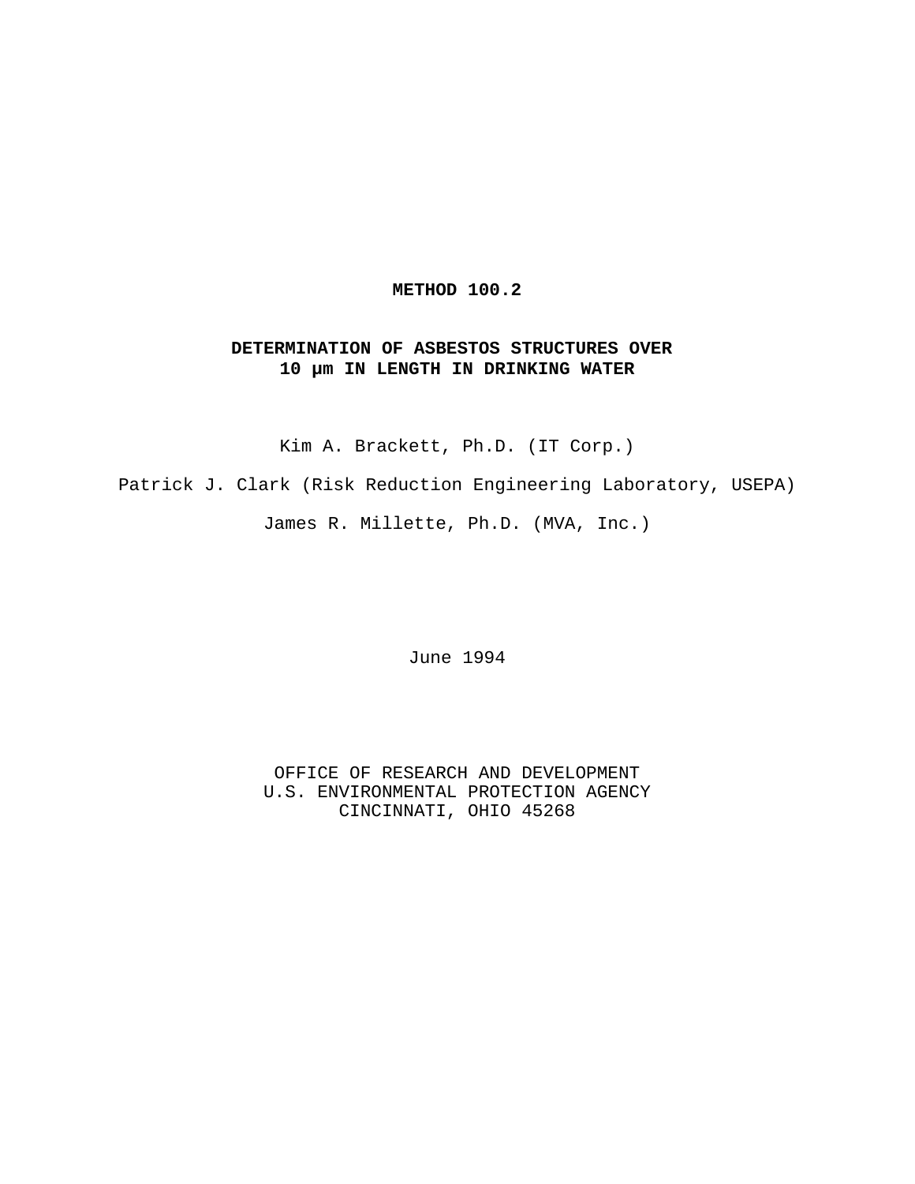# METHOD 100.2

## DETERMINATION OF ASBESTOS STRUCTURES OVER 10 µm IN LENGTH IN DRINKING WATER

Kim A. Brackett, Ph.D. (IT Corp.)

Patrick J. Clark (Risk Reduction Engineering Laboratory, USEPA)

James R. Millette, Ph.D. (MVA, Inc.)

June 1994

OFFICE OF RESEARCH AND DEVELOPMENT
U.S. ENVIRONMENTAL PROTECTION AGENCY
CINCINNATI, OHIO 45268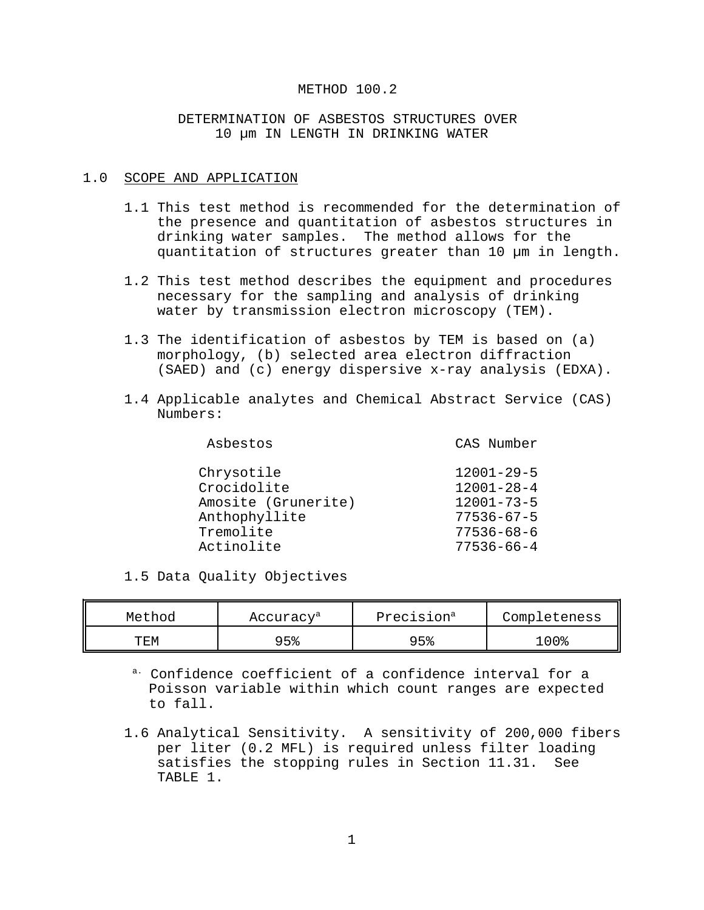# METHOD 100.2

## DETERMINATION OF ASBESTOS STRUCTURES OVER 10 µm IN LENGTH IN DRINKING WATER

## 1.0 SCOPE AND APPLICATION

1.1 This test method is recommended for the determination of the presence and quantitation of asbestos structures in drinking water samples. The method allows for the quantitation of structures greater than 10 µm in length.

1.2 This test method describes the equipment and procedures necessary for the sampling and analysis of drinking water by transmission electron microscopy (TEM).

1.3 The identification of asbestos by TEM is based on (a) morphology, (b) selected area electron diffraction (SAED) and (c) energy dispersive x-ray analysis (EDXA).

1.4 Applicable analytes and Chemical Abstract Service (CAS) Numbers:

| Asbestos | CAS Number |
|---|---|
| Chrysotile | 12001-29-5 |
| Crocidolite | 12001-28-4 |
| Amosite (Grunerite) | 12001-73-5 |
| Anthophyllite | 77536-67-5 |
| Tremolite | 77536-68-6 |
| Actinolite | 77536-66-4 |

1.5 Data Quality Objectives

| Method | Accuracy[a] | Precision[a] | Completeness |
|---|---|---|---|
| TEM | 95% | 95% | 100% |

[a.] Confidence coefficient of a confidence interval for a Poisson variable within which count ranges are expected to fall.

1.6 Analytical Sensitivity. A sensitivity of 200,000 fibers per liter (0.2 MFL) is required unless filter loading satisfies the stopping rules in Section 11.31. See TABLE 1.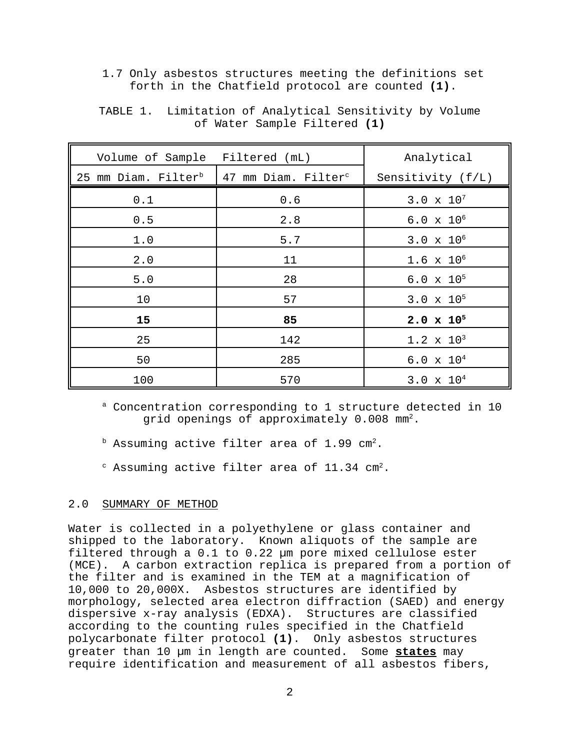1.7 Only asbestos structures meeting the definitions set forth in the Chatfield protocol are counted **(1)**.

TABLE 1. Limitation of Analytical Sensitivity by Volume of Water Sample Filtered **(1)**

| Volume of Sample Filtered (mL) | | Analytical Sensitivity (f/L) |
|---|---|---|
| 25 mm Diam. Filter[b] | 47 mm Diam. Filter[c] | |
| 0.1 | 0.6 | $3.0 \times 10^7$ |
| 0.5 | 2.8 | $6.0 \times 10^6$ |
| 1.0 | 5.7 | $3.0 \times 10^6$ |
| 2.0 | 11 | $1.6 \times 10^6$ |
| 5.0 | 28 | $6.0 \times 10^5$ |
| 10 | 57 | $3.0 \times 10^5$ |
| **15** | **85** | **$2.0 \times 10^5$** |
| 25 | 142 | $1.2 \times 10^3$ |
| 50 | 285 | $6.0 \times 10^4$ |
| 100 | 570 | $3.0 \times 10^4$ |

[a] Concentration corresponding to 1 structure detected in 10 grid openings of approximately 0.008 $mm^2$.

[b] Assuming active filter area of 1.99 $cm^2$.

[c] Assuming active filter area of 11.34 $cm^2$.

## 2.0 SUMMARY OF METHOD

Water is collected in a polyethylene or glass container and shipped to the laboratory. Known aliquots of the sample are filtered through a 0.1 to 0.22 µm pore mixed cellulose ester (MCE). A carbon extraction replica is prepared from a portion of the filter and is examined in the TEM at a magnification of 10,000 to 20,000X. Asbestos structures are identified by morphology, selected area electron diffraction (SAED) and energy dispersive x-ray analysis (EDXA). Structures are classified according to the counting rules specified in the Chatfield polycarbonate filter protocol **(1)**. Only asbestos structures greater than 10 µm in length are counted. Some **states** may require identification and measurement of all asbestos fibers,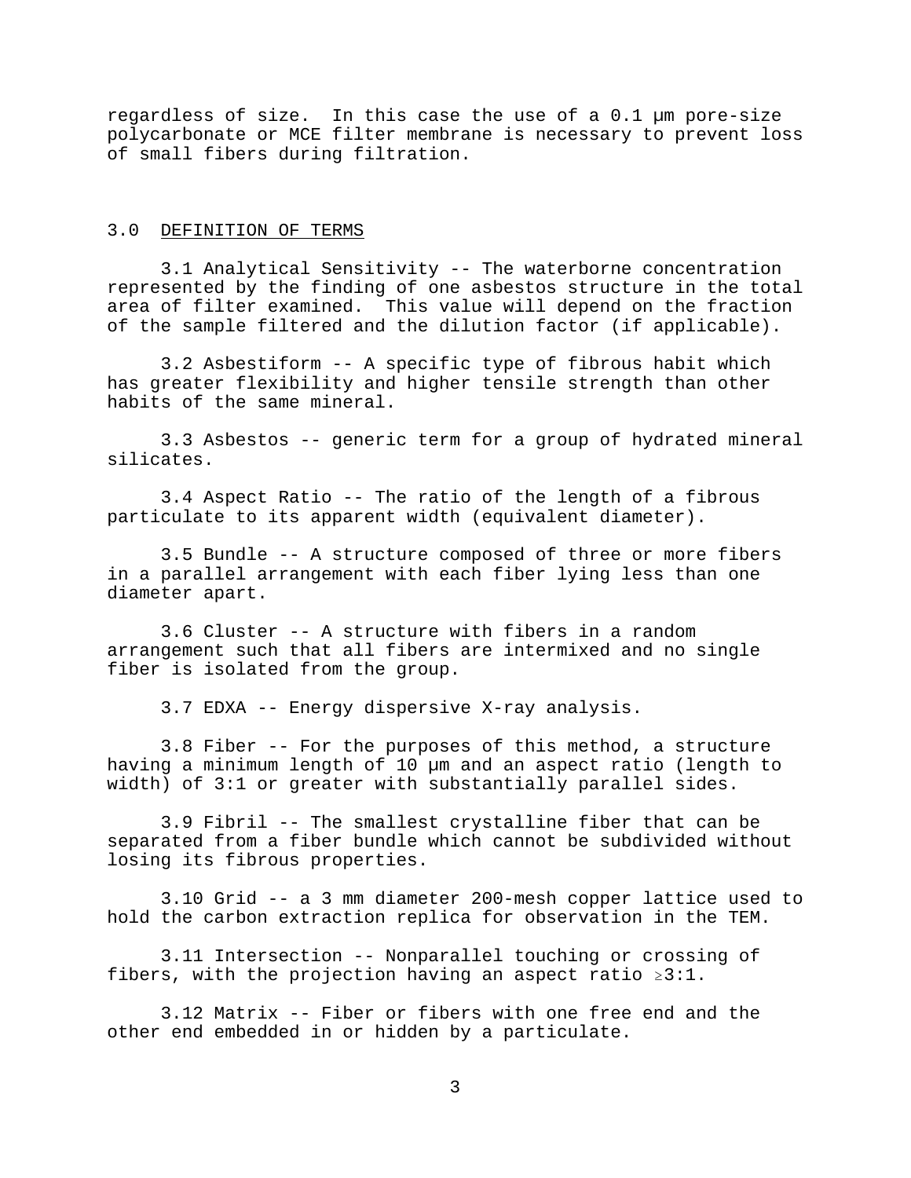regardless of size. In this case the use of a 0.1 µm pore-size polycarbonate or MCE filter membrane is necessary to prevent loss of small fibers during filtration.

## 3.0 DEFINITION OF TERMS

3.1 Analytical Sensitivity -- The waterborne concentration represented by the finding of one asbestos structure in the total area of filter examined. This value will depend on the fraction of the sample filtered and the dilution factor (if applicable).

3.2 Asbestiform -- A specific type of fibrous habit which has greater flexibility and higher tensile strength than other habits of the same mineral.

3.3 Asbestos -- generic term for a group of hydrated mineral silicates.

3.4 Aspect Ratio -- The ratio of the length of a fibrous particulate to its apparent width (equivalent diameter).

3.5 Bundle -- A structure composed of three or more fibers in a parallel arrangement with each fiber lying less than one diameter apart.

3.6 Cluster -- A structure with fibers in a random arrangement such that all fibers are intermixed and no single fiber is isolated from the group.

3.7 EDXA -- Energy dispersive X-ray analysis.

3.8 Fiber -- For the purposes of this method, a structure having a minimum length of 10 µm and an aspect ratio (length to width) of 3:1 or greater with substantially parallel sides.

3.9 Fibril -- The smallest crystalline fiber that can be separated from a fiber bundle which cannot be subdivided without losing its fibrous properties.

3.10 Grid -- a 3 mm diameter 200-mesh copper lattice used to hold the carbon extraction replica for observation in the TEM.

3.11 Intersection -- Nonparallel touching or crossing of fibers, with the projection having an aspect ratio $\geq$3:1.

3.12 Matrix -- Fiber or fibers with one free end and the other end embedded in or hidden by a particulate.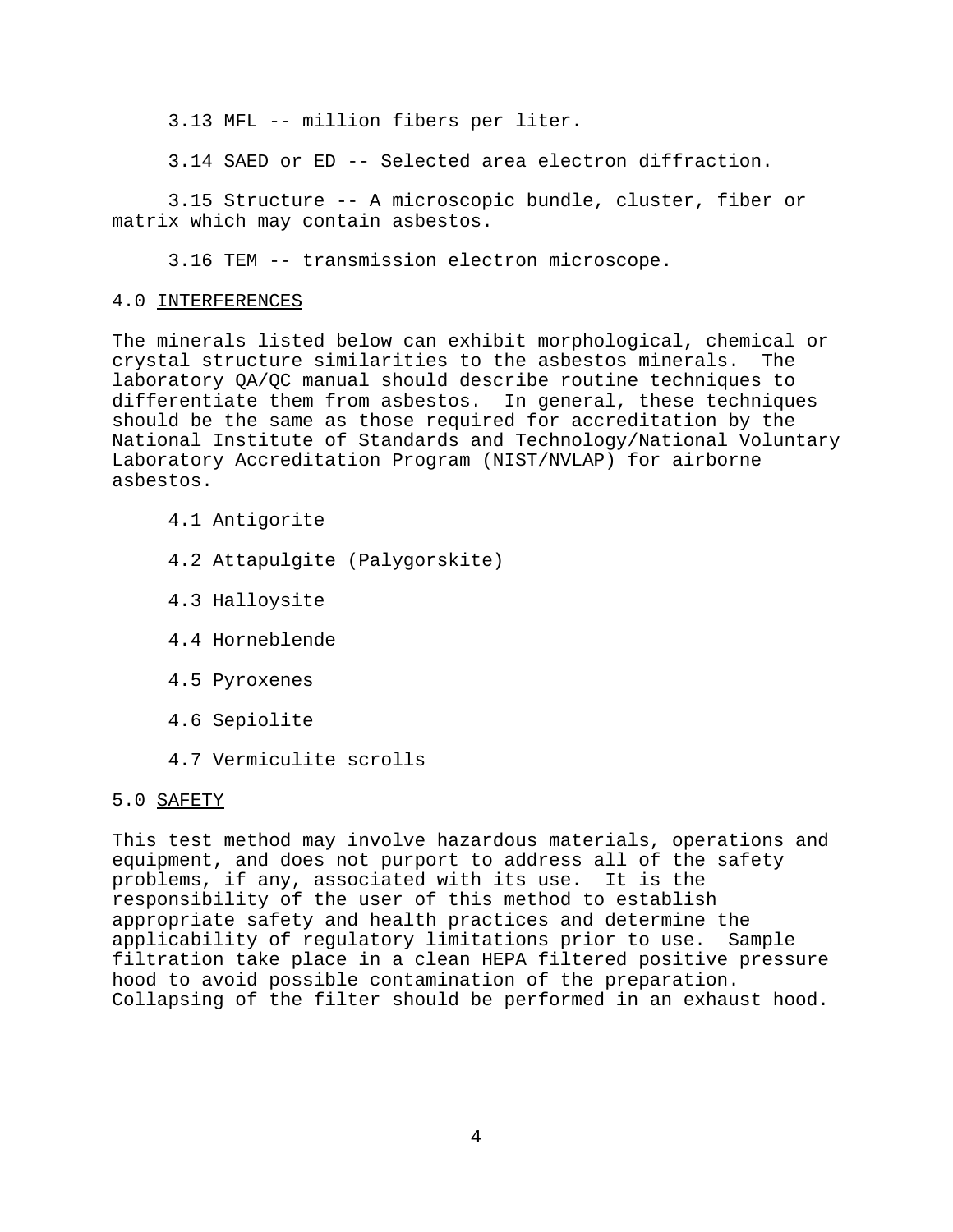3.13 MFL -- million fibers per liter.

3.14 SAED or ED -- Selected area electron diffraction.

3.15 Structure -- A microscopic bundle, cluster, fiber or matrix which may contain asbestos.

3.16 TEM -- transmission electron microscope.

## 4.0 INTERFERENCES

The minerals listed below can exhibit morphological, chemical or crystal structure similarities to the asbestos minerals. The laboratory QA/QC manual should describe routine techniques to differentiate them from asbestos. In general, these techniques should be the same as those required for accreditation by the National Institute of Standards and Technology/National Voluntary Laboratory Accreditation Program (NIST/NVLAP) for airborne asbestos.

4.1 Antigorite

4.2 Attapulgite (Palygorskite)

4.3 Halloysite

4.4 Horneblende

4.5 Pyroxenes

4.6 Sepiolite

4.7 Vermiculite scrolls

## 5.0 SAFETY

This test method may involve hazardous materials, operations and equipment, and does not purport to address all of the safety problems, if any, associated with its use. It is the responsibility of the user of this method to establish appropriate safety and health practices and determine the applicability of regulatory limitations prior to use. Sample filtration take place in a clean HEPA filtered positive pressure hood to avoid possible contamination of the preparation. Collapsing of the filter should be performed in an exhaust hood.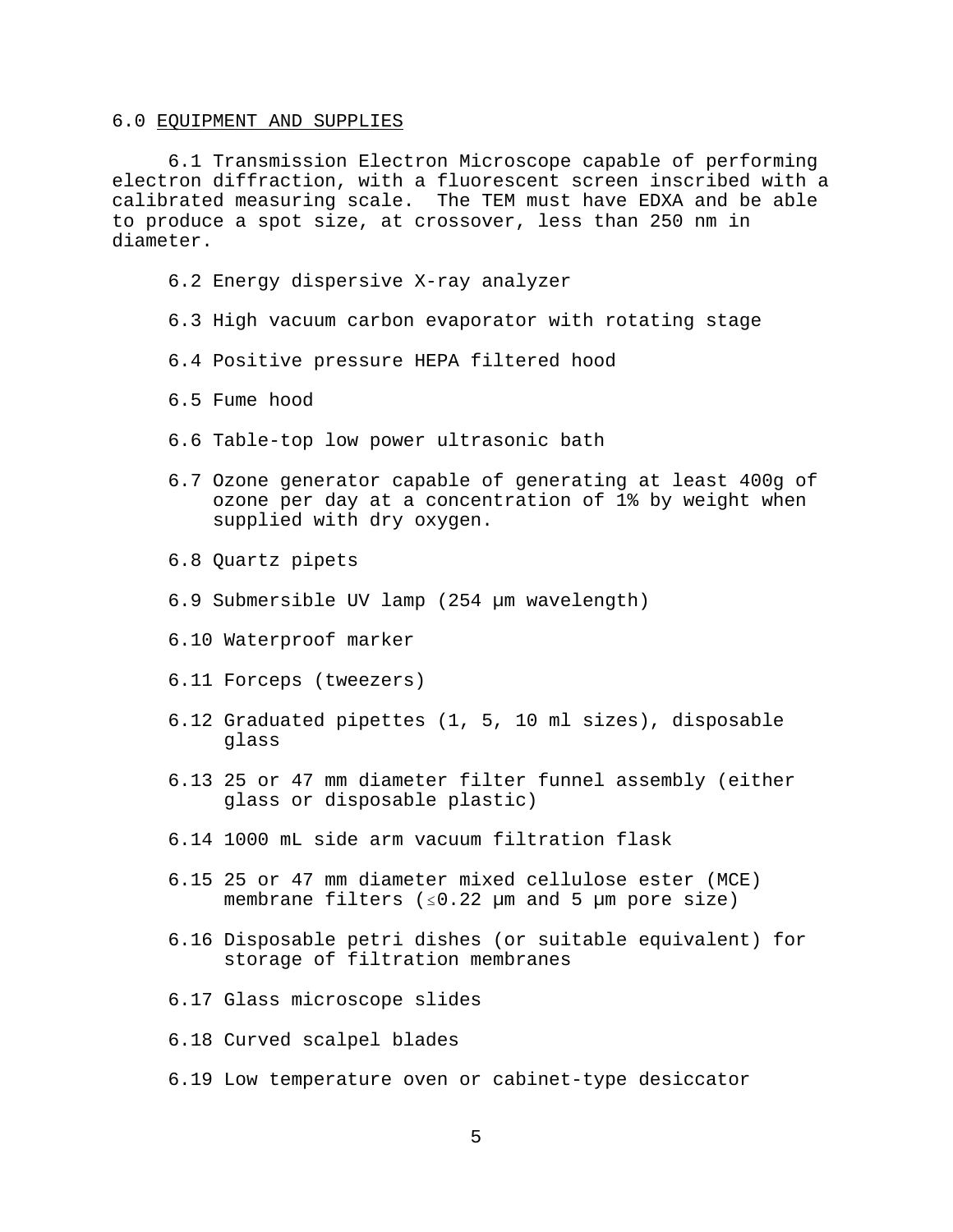## 6.0 EQUIPMENT AND SUPPLIES

6.1 Transmission Electron Microscope capable of performing electron diffraction, with a fluorescent screen inscribed with a calibrated measuring scale. The TEM must have EDXA and be able to produce a spot size, at crossover, less than 250 nm in diameter.

6.2 Energy dispersive X-ray analyzer

6.3 High vacuum carbon evaporator with rotating stage

6.4 Positive pressure HEPA filtered hood

6.5 Fume hood

6.6 Table-top low power ultrasonic bath

6.7 Ozone generator capable of generating at least 400g of ozone per day at a concentration of 1% by weight when supplied with dry oxygen.

6.8 Quartz pipets

6.9 Submersible UV lamp (254 µm wavelength)

6.10 Waterproof marker

6.11 Forceps (tweezers)

6.12 Graduated pipettes (1, 5, 10 ml sizes), disposable glass

6.13 25 or 47 mm diameter filter funnel assembly (either glass or disposable plastic)

6.14 1000 mL side arm vacuum filtration flask

6.15 25 or 47 mm diameter mixed cellulose ester (MCE) membrane filters (≤0.22 µm and 5 µm pore size)

6.16 Disposable petri dishes (or suitable equivalent) for storage of filtration membranes

6.17 Glass microscope slides

6.18 Curved scalpel blades

6.19 Low temperature oven or cabinet-type desiccator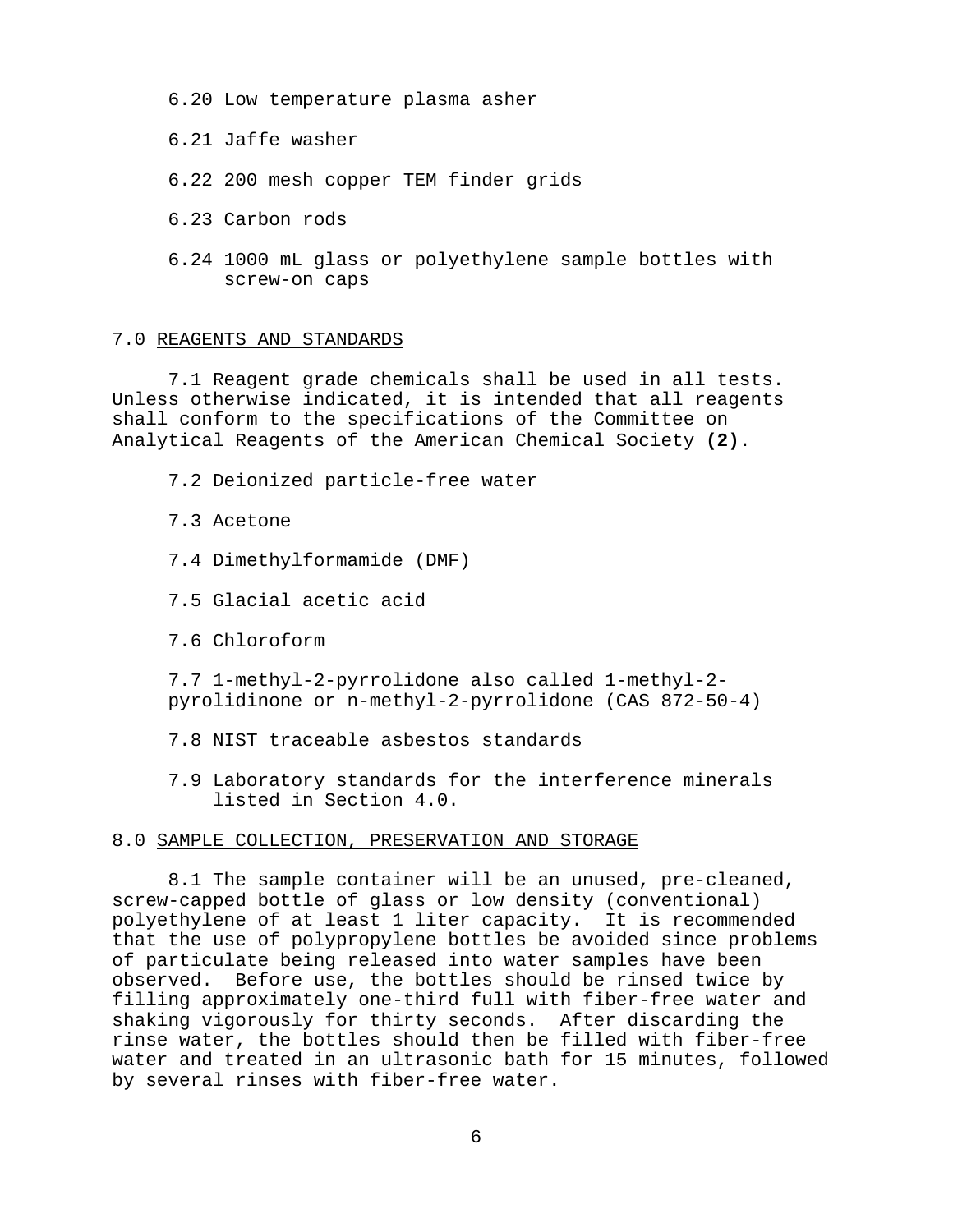6.20 Low temperature plasma asher

6.21 Jaffe washer

6.22 200 mesh copper TEM finder grids

6.23 Carbon rods

6.24 1000 mL glass or polyethylene sample bottles with screw-on caps

## 7.0 REAGENTS AND STANDARDS

7.1 Reagent grade chemicals shall be used in all tests. Unless otherwise indicated, it is intended that all reagents shall conform to the specifications of the Committee on Analytical Reagents of the American Chemical Society **(2)**.

7.2 Deionized particle-free water

7.3 Acetone

7.4 Dimethylformamide (DMF)

7.5 Glacial acetic acid

7.6 Chloroform

7.7 1-methyl-2-pyrrolidone also called 1-methyl-2-pyrolidinone or n-methyl-2-pyrrolidone (CAS 872-50-4)

7.8 NIST traceable asbestos standards

7.9 Laboratory standards for the interference minerals listed in Section 4.0.

## 8.0 SAMPLE COLLECTION, PRESERVATION AND STORAGE

8.1 The sample container will be an unused, pre-cleaned, screw-capped bottle of glass or low density (conventional) polyethylene of at least 1 liter capacity. It is recommended that the use of polypropylene bottles be avoided since problems of particulate being released into water samples have been observed. Before use, the bottles should be rinsed twice by filling approximately one-third full with fiber-free water and shaking vigorously for thirty seconds. After discarding the rinse water, the bottles should then be filled with fiber-free water and treated in an ultrasonic bath for 15 minutes, followed by several rinses with fiber-free water.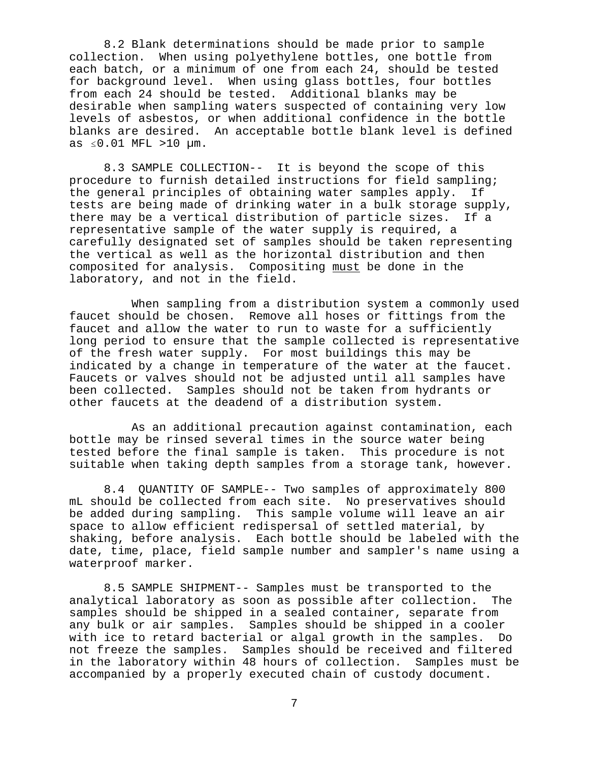8.2 Blank determinations should be made prior to sample collection. When using polyethylene bottles, one bottle from each batch, or a minimum of one from each 24, should be tested for background level. When using glass bottles, four bottles from each 24 should be tested. Additional blanks may be desirable when sampling waters suspected of containing very low levels of asbestos, or when additional confidence in the bottle blanks are desired. An acceptable bottle blank level is defined as $\leq$0.01 MFL >10 µm.

8.3 SAMPLE COLLECTION-- It is beyond the scope of this procedure to furnish detailed instructions for field sampling; the general principles of obtaining water samples apply. If tests are being made of drinking water in a bulk storage supply, there may be a vertical distribution of particle sizes. If a representative sample of the water supply is required, a carefully designated set of samples should be taken representing the vertical as well as the horizontal distribution and then composited for analysis. Compositing <u>must</u> be done in the laboratory, and not in the field.

When sampling from a distribution system a commonly used faucet should be chosen. Remove all hoses or fittings from the faucet and allow the water to run to waste for a sufficiently long period to ensure that the sample collected is representative of the fresh water supply. For most buildings this may be indicated by a change in temperature of the water at the faucet. Faucets or valves should not be adjusted until all samples have been collected. Samples should not be taken from hydrants or other faucets at the deadend of a distribution system.

As an additional precaution against contamination, each bottle may be rinsed several times in the source water being tested before the final sample is taken. This procedure is not suitable when taking depth samples from a storage tank, however.

8.4 QUANTITY OF SAMPLE-- Two samples of approximately 800 mL should be collected from each site. No preservatives should be added during sampling. This sample volume will leave an air space to allow efficient redispersal of settled material, by shaking, before analysis. Each bottle should be labeled with the date, time, place, field sample number and sampler's name using a waterproof marker.

8.5 SAMPLE SHIPMENT-- Samples must be transported to the analytical laboratory as soon as possible after collection. The samples should be shipped in a sealed container, separate from any bulk or air samples. Samples should be shipped in a cooler with ice to retard bacterial or algal growth in the samples. Do not freeze the samples. Samples should be received and filtered in the laboratory within 48 hours of collection. Samples must be accompanied by a properly executed chain of custody document.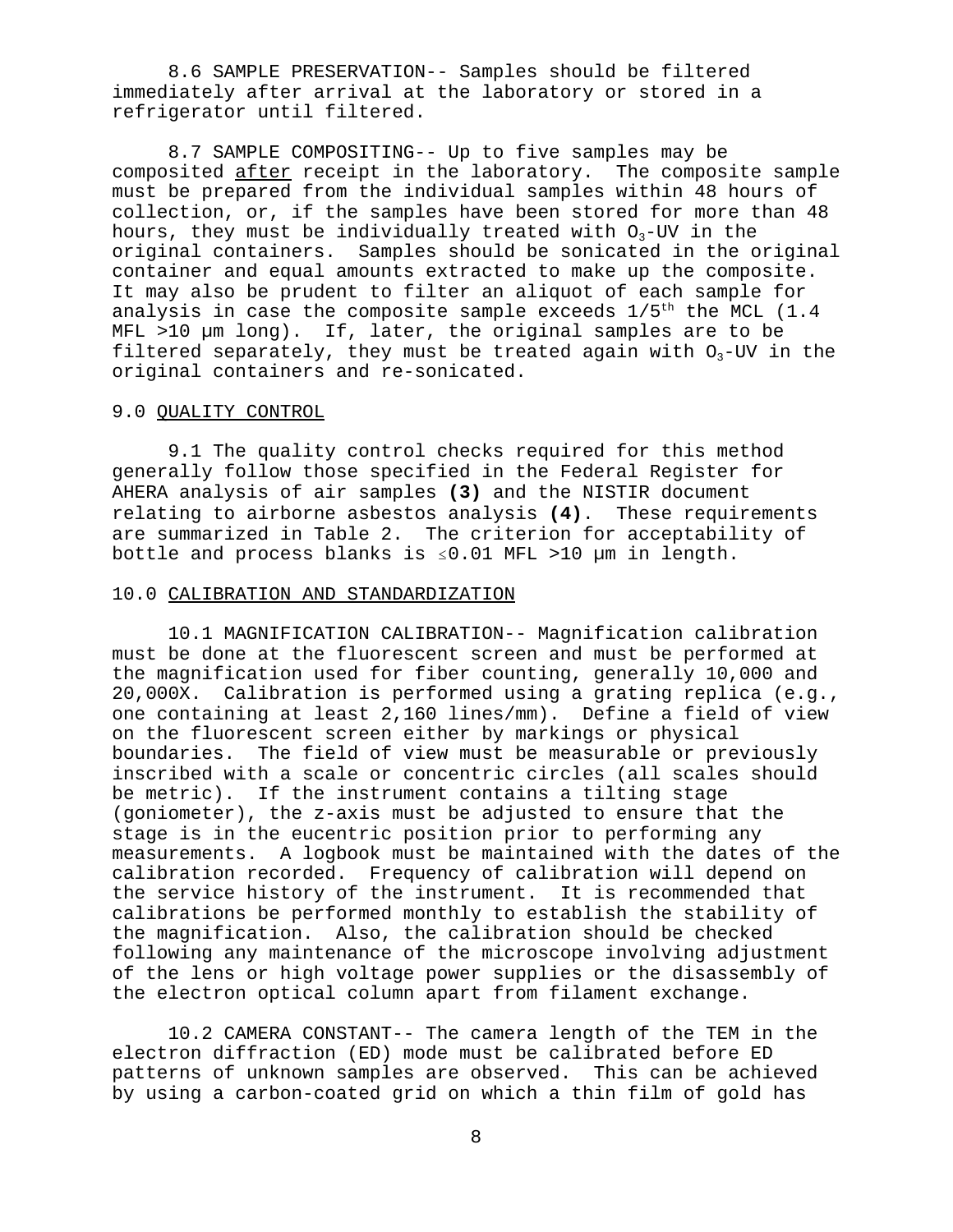8.6 SAMPLE PRESERVATION-- Samples should be filtered immediately after arrival at the laboratory or stored in a refrigerator until filtered.

8.7 SAMPLE COMPOSITING-- Up to five samples may be composited <u>after</u> receipt in the laboratory. The composite sample must be prepared from the individual samples within 48 hours of collection, or, if the samples have been stored for more than 48 hours, they must be individually treated with $O_3$-UV in the original containers. Samples should be sonicated in the original container and equal amounts extracted to make up the composite. It may also be prudent to filter an aliquot of each sample for analysis in case the composite sample exceeds $1/5^{th}$ the MCL (1.4 MFL >10 µm long). If, later, the original samples are to be filtered separately, they must be treated again with $O_3$-UV in the original containers and re-sonicated.

## 9.0 QUALITY CONTROL

9.1 The quality control checks required for this method generally follow those specified in the Federal Register for AHERA analysis of air samples **(3)** and the NISTIR document relating to airborne asbestos analysis **(4)**. These requirements are summarized in Table 2. The criterion for acceptability of bottle and process blanks is $\leq$0.01 MFL >10 µm in length.

## 10.0 CALIBRATION AND STANDARDIZATION

10.1 MAGNIFICATION CALIBRATION-- Magnification calibration must be done at the fluorescent screen and must be performed at the magnification used for fiber counting, generally 10,000 and 20,000X. Calibration is performed using a grating replica (e.g., one containing at least 2,160 lines/mm). Define a field of view on the fluorescent screen either by markings or physical boundaries. The field of view must be measurable or previously inscribed with a scale or concentric circles (all scales should be metric). If the instrument contains a tilting stage (goniometer), the z-axis must be adjusted to ensure that the stage is in the eucentric position prior to performing any measurements. A logbook must be maintained with the dates of the calibration recorded. Frequency of calibration will depend on the service history of the instrument. It is recommended that calibrations be performed monthly to establish the stability of the magnification. Also, the calibration should be checked following any maintenance of the microscope involving adjustment of the lens or high voltage power supplies or the disassembly of the electron optical column apart from filament exchange.

10.2 CAMERA CONSTANT-- The camera length of the TEM in the electron diffraction (ED) mode must be calibrated before ED patterns of unknown samples are observed. This can be achieved by using a carbon-coated grid on which a thin film of gold has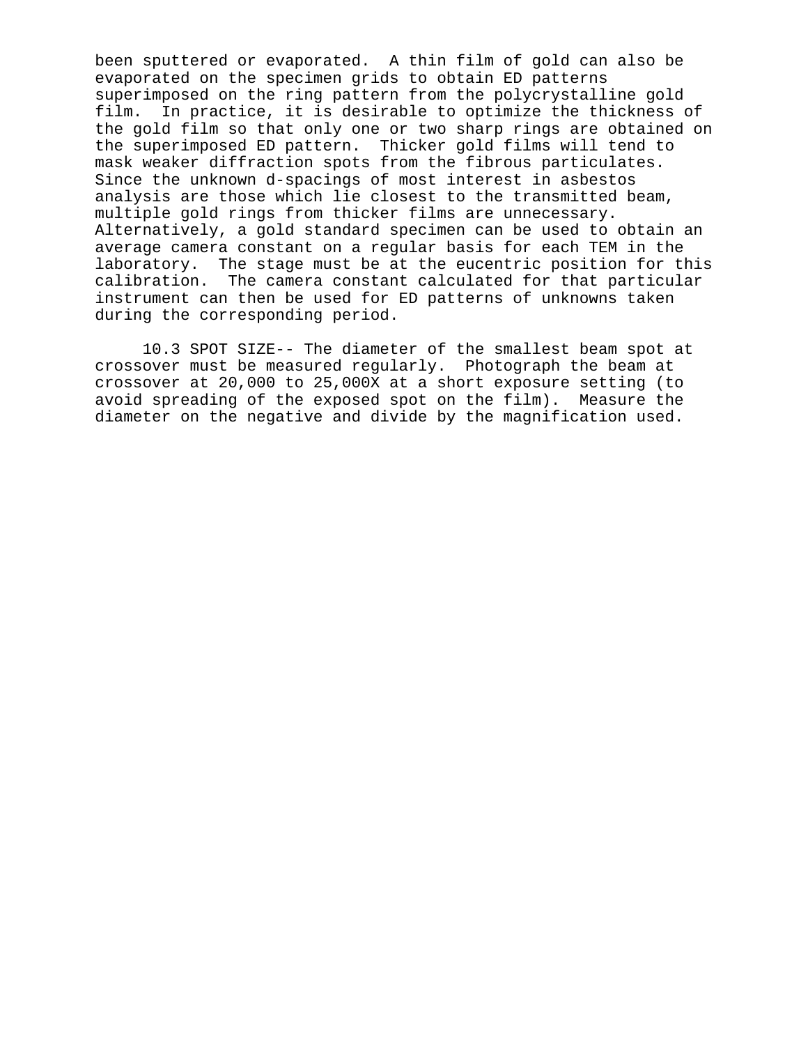been sputtered or evaporated. A thin film of gold can also be evaporated on the specimen grids to obtain ED patterns superimposed on the ring pattern from the polycrystalline gold film. In practice, it is desirable to optimize the thickness of the gold film so that only one or two sharp rings are obtained on the superimposed ED pattern. Thicker gold films will tend to mask weaker diffraction spots from the fibrous particulates. Since the unknown d-spacings of most interest in asbestos analysis are those which lie closest to the transmitted beam, multiple gold rings from thicker films are unnecessary. Alternatively, a gold standard specimen can be used to obtain an average camera constant on a regular basis for each TEM in the laboratory. The stage must be at the eucentric position for this calibration. The camera constant calculated for that particular instrument can then be used for ED patterns of unknowns taken during the corresponding period.

10.3 SPOT SIZE-- The diameter of the smallest beam spot at crossover must be measured regularly. Photograph the beam at crossover at 20,000 to 25,000X at a short exposure setting (to avoid spreading of the exposed spot on the film). Measure the diameter on the negative and divide by the magnification used.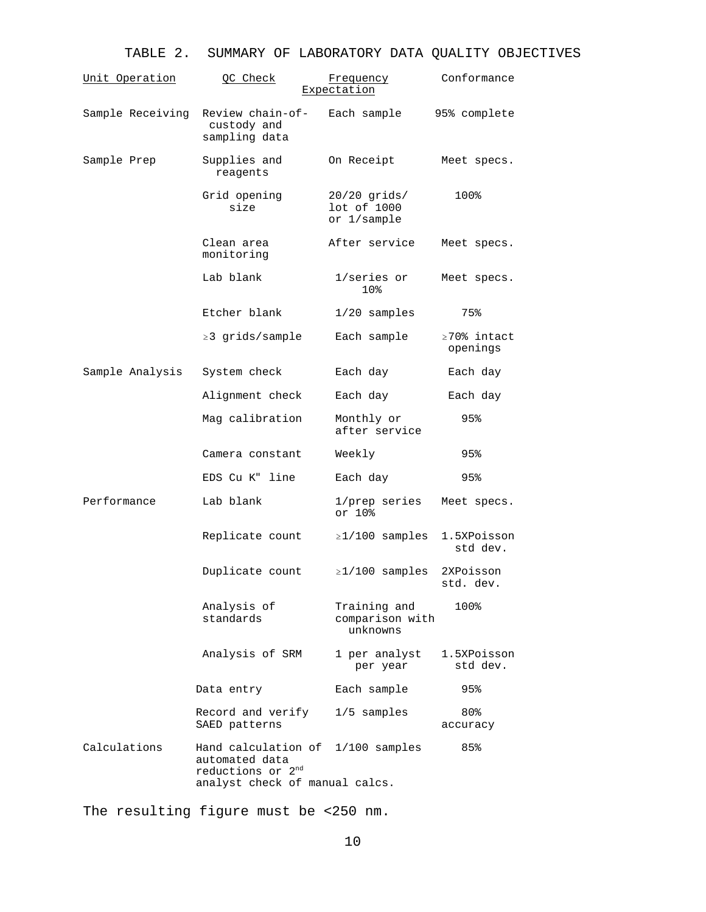# TABLE 2. SUMMARY OF LABORATORY DATA QUALITY OBJECTIVES

| Unit Operation | QC Check | Frequency | Conformance Expectation |
|---|---|---|---|
| Sample Receiving | Review chain-of-custody and sampling data | Each sample | 95% complete |
| Sample Prep | Supplies and reagents | On Receipt | Meet specs. |
| | Grid opening size | 20/20 grids/ lot of 1000 or 1/sample | 100% |
| | Clean area monitoring | After service | Meet specs. |
| | Lab blank | 1/series or 10% | Meet specs. |
| | Etcher blank | 1/20 samples | 75% |
| | ≥3 grids/sample | Each sample | ≥70% intact openings |
| Sample Analysis | System check | Each day | Each day |
| | Alignment check | Each day | Each day |
| | Mag calibration | Monthly or after service | 95% |
| | Camera constant | Weekly | 95% |
| | EDS Cu K" line | Each day | 95% |
| Performance | Lab blank | 1/prep series or 10% | Meet specs. |
| | Replicate count | ≥1/100 samples | 1.5XPoisson std dev. |
| | Duplicate count | ≥1/100 samples | 2XPoisson std. dev. |
| | Analysis of standards | Training and comparison with unknowns | 100% |
| | Analysis of SRM | 1 per analyst per year | 1.5XPoisson std dev. |
| | Data entry | Each sample | 95% |
| | Record and verify SAED patterns | 1/5 samples | 80% accuracy |
| Calculations | Hand calculation of automated data reductions or 2nd analyst check of manual calcs. | 1/100 samples | 85% |

The resulting figure must be <250 nm.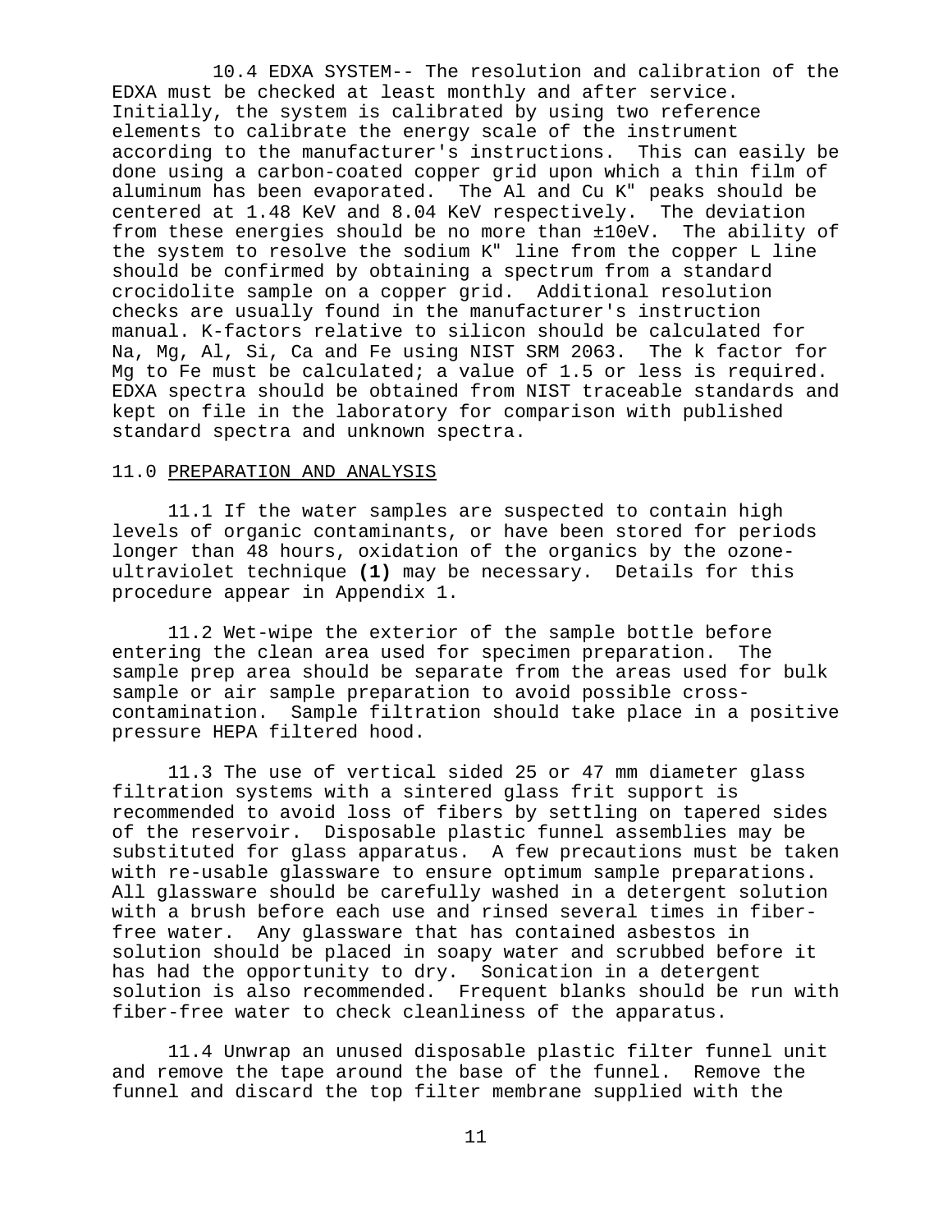10.4 EDXA SYSTEM-- The resolution and calibration of the EDXA must be checked at least monthly and after service. Initially, the system is calibrated by using two reference elements to calibrate the energy scale of the instrument according to the manufacturer's instructions. This can easily be done using a carbon-coated copper grid upon which a thin film of aluminum has been evaporated. The Al and Cu K" peaks should be centered at 1.48 KeV and 8.04 KeV respectively. The deviation from these energies should be no more than ±10eV. The ability of the system to resolve the sodium K" line from the copper L line should be confirmed by obtaining a spectrum from a standard crocidolite sample on a copper grid. Additional resolution checks are usually found in the manufacturer's instruction manual. K-factors relative to silicon should be calculated for Na, Mg, Al, Si, Ca and Fe using NIST SRM 2063. The k factor for Mg to Fe must be calculated; a value of 1.5 or less is required. EDXA spectra should be obtained from NIST traceable standards and kept on file in the laboratory for comparison with published standard spectra and unknown spectra.

## 11.0 PREPARATION AND ANALYSIS

11.1 If the water samples are suspected to contain high levels of organic contaminants, or have been stored for periods longer than 48 hours, oxidation of the organics by the ozone-ultraviolet technique **(1)** may be necessary. Details for this procedure appear in Appendix 1.

11.2 Wet-wipe the exterior of the sample bottle before entering the clean area used for specimen preparation. The sample prep area should be separate from the areas used for bulk sample or air sample preparation to avoid possible cross-contamination. Sample filtration should take place in a positive pressure HEPA filtered hood.

11.3 The use of vertical sided 25 or 47 mm diameter glass filtration systems with a sintered glass frit support is recommended to avoid loss of fibers by settling on tapered sides of the reservoir. Disposable plastic funnel assemblies may be substituted for glass apparatus. A few precautions must be taken with re-usable glassware to ensure optimum sample preparations. All glassware should be carefully washed in a detergent solution with a brush before each use and rinsed several times in fiber-free water. Any glassware that has contained asbestos in solution should be placed in soapy water and scrubbed before it has had the opportunity to dry. Sonication in a detergent solution is also recommended. Frequent blanks should be run with fiber-free water to check cleanliness of the apparatus.

11.4 Unwrap an unused disposable plastic filter funnel unit and remove the tape around the base of the funnel. Remove the funnel and discard the top filter membrane supplied with the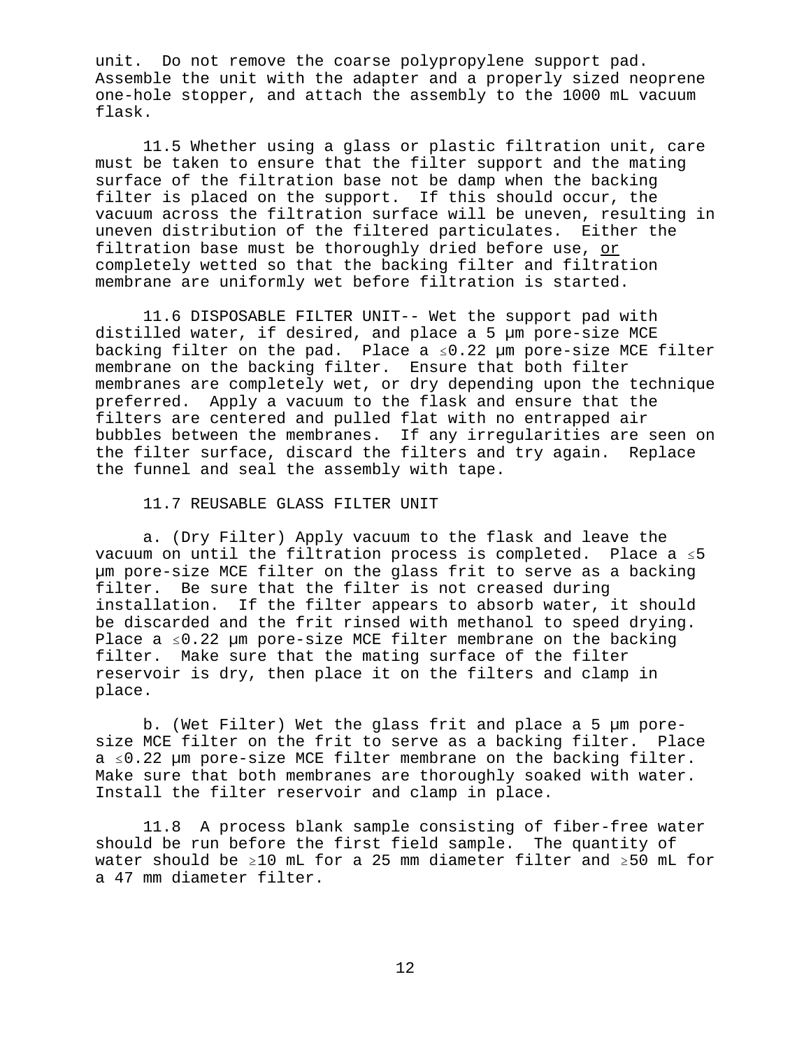unit. Do not remove the coarse polypropylene support pad. Assemble the unit with the adapter and a properly sized neoprene one-hole stopper, and attach the assembly to the 1000 mL vacuum flask.

11.5 Whether using a glass or plastic filtration unit, care must be taken to ensure that the filter support and the mating surface of the filtration base not be damp when the backing filter is placed on the support. If this should occur, the vacuum across the filtration surface will be uneven, resulting in uneven distribution of the filtered particulates. Either the filtration base must be thoroughly dried before use, <u>or</u> completely wetted so that the backing filter and filtration membrane are uniformly wet before filtration is started.

11.6 DISPOSABLE FILTER UNIT-- Wet the support pad with distilled water, if desired, and place a 5 µm pore-size MCE backing filter on the pad. Place a ≤0.22 µm pore-size MCE filter membrane on the backing filter. Ensure that both filter membranes are completely wet, or dry depending upon the technique preferred. Apply a vacuum to the flask and ensure that the filters are centered and pulled flat with no entrapped air bubbles between the membranes. If any irregularities are seen on the filter surface, discard the filters and try again. Replace the funnel and seal the assembly with tape.

11.7 REUSABLE GLASS FILTER UNIT

a. (Dry Filter) Apply vacuum to the flask and leave the vacuum on until the filtration process is completed. Place a ≤5 µm pore-size MCE filter on the glass frit to serve as a backing filter. Be sure that the filter is not creased during installation. If the filter appears to absorb water, it should be discarded and the frit rinsed with methanol to speed drying. Place a ≤0.22 µm pore-size MCE filter membrane on the backing filter. Make sure that the mating surface of the filter reservoir is dry, then place it on the filters and clamp in place.

b. (Wet Filter) Wet the glass frit and place a 5 µm pore-size MCE filter on the frit to serve as a backing filter. Place a ≤0.22 µm pore-size MCE filter membrane on the backing filter. Make sure that both membranes are thoroughly soaked with water. Install the filter reservoir and clamp in place.

11.8 A process blank sample consisting of fiber-free water should be run before the first field sample. The quantity of water should be ≥10 mL for a 25 mm diameter filter and ≥50 mL for a 47 mm diameter filter.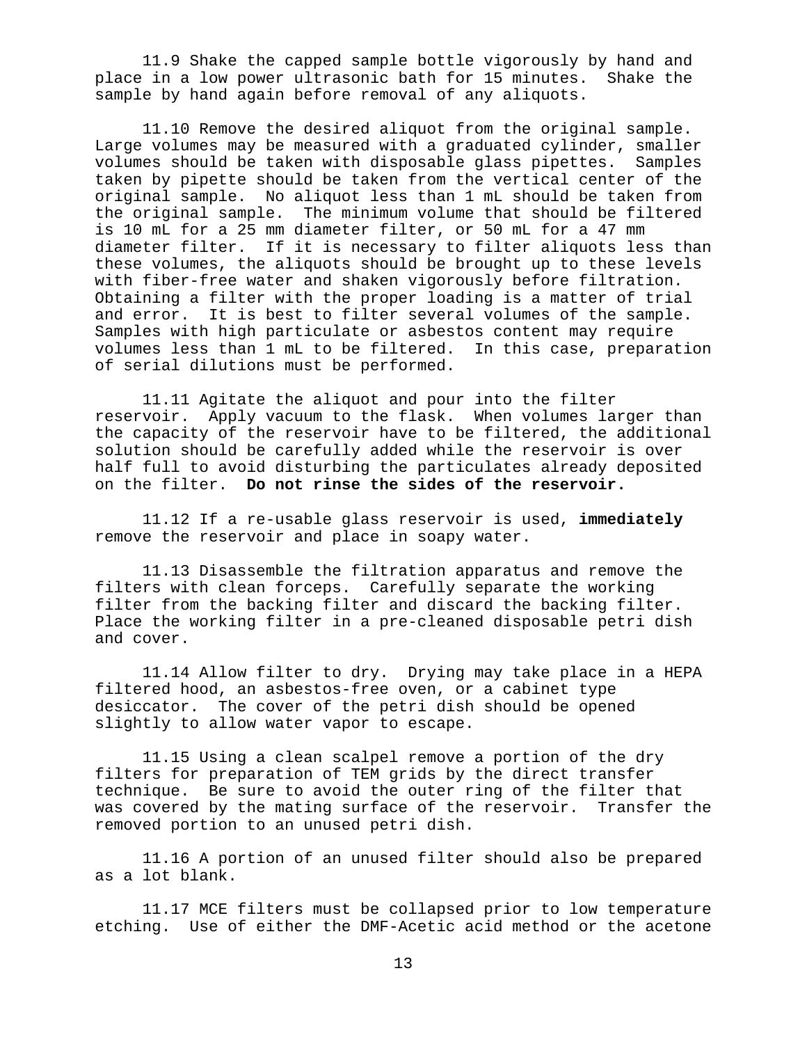11.9 Shake the capped sample bottle vigorously by hand and place in a low power ultrasonic bath for 15 minutes. Shake the sample by hand again before removal of any aliquots.

11.10 Remove the desired aliquot from the original sample. Large volumes may be measured with a graduated cylinder, smaller volumes should be taken with disposable glass pipettes. Samples taken by pipette should be taken from the vertical center of the original sample. No aliquot less than 1 mL should be taken from the original sample. The minimum volume that should be filtered is 10 mL for a 25 mm diameter filter, or 50 mL for a 47 mm diameter filter. If it is necessary to filter aliquots less than these volumes, the aliquots should be brought up to these levels with fiber-free water and shaken vigorously before filtration. Obtaining a filter with the proper loading is a matter of trial and error. It is best to filter several volumes of the sample. Samples with high particulate or asbestos content may require volumes less than 1 mL to be filtered. In this case, preparation of serial dilutions must be performed.

11.11 Agitate the aliquot and pour into the filter reservoir. Apply vacuum to the flask. When volumes larger than the capacity of the reservoir have to be filtered, the additional solution should be carefully added while the reservoir is over half full to avoid disturbing the particulates already deposited on the filter. **Do not rinse the sides of the reservoir.**

11.12 If a re-usable glass reservoir is used, **immediately** remove the reservoir and place in soapy water.

11.13 Disassemble the filtration apparatus and remove the filters with clean forceps. Carefully separate the working filter from the backing filter and discard the backing filter. Place the working filter in a pre-cleaned disposable petri dish and cover.

11.14 Allow filter to dry. Drying may take place in a HEPA filtered hood, an asbestos-free oven, or a cabinet type desiccator. The cover of the petri dish should be opened slightly to allow water vapor to escape.

11.15 Using a clean scalpel remove a portion of the dry filters for preparation of TEM grids by the direct transfer technique. Be sure to avoid the outer ring of the filter that was covered by the mating surface of the reservoir. Transfer the removed portion to an unused petri dish.

11.16 A portion of an unused filter should also be prepared as a lot blank.

11.17 MCE filters must be collapsed prior to low temperature etching. Use of either the DMF-Acetic acid method or the acetone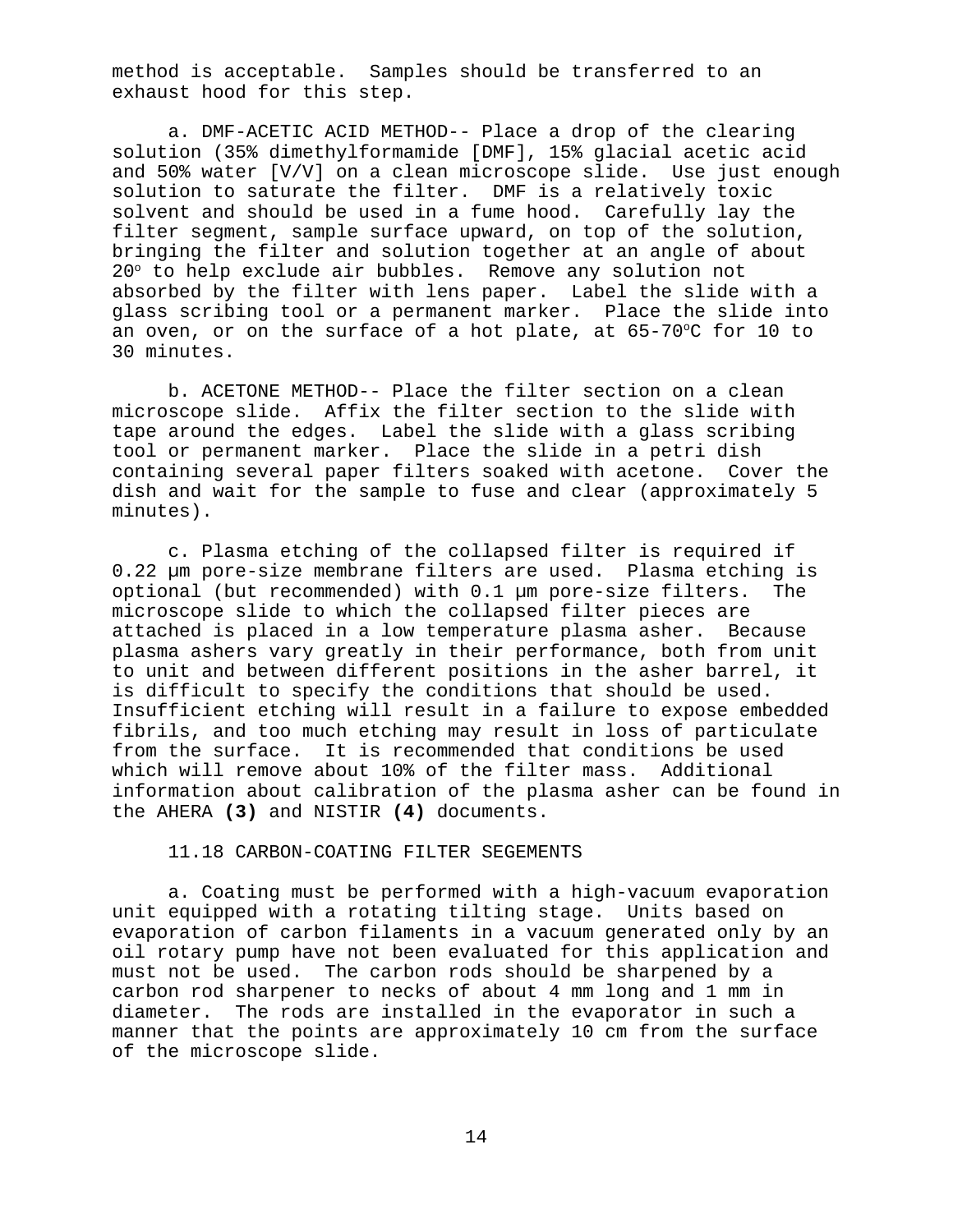method is acceptable. Samples should be transferred to an exhaust hood for this step.

a. DMF-ACETIC ACID METHOD-- Place a drop of the clearing solution (35% dimethylformamide [DMF], 15% glacial acetic acid and 50% water [V/V] on a clean microscope slide. Use just enough solution to saturate the filter. DMF is a relatively toxic solvent and should be used in a fume hood. Carefully lay the filter segment, sample surface upward, on top of the solution, bringing the filter and solution together at an angle of about $20^o$ to help exclude air bubbles. Remove any solution not absorbed by the filter with lens paper. Label the slide with a glass scribing tool or a permanent marker. Place the slide into an oven, or on the surface of a hot plate, at 65-70°C for 10 to 30 minutes.

b. ACETONE METHOD-- Place the filter section on a clean microscope slide. Affix the filter section to the slide with tape around the edges. Label the slide with a glass scribing tool or permanent marker. Place the slide in a petri dish containing several paper filters soaked with acetone. Cover the dish and wait for the sample to fuse and clear (approximately 5 minutes).

c. Plasma etching of the collapsed filter is required if 0.22 µm pore-size membrane filters are used. Plasma etching is optional (but recommended) with 0.1 µm pore-size filters. The microscope slide to which the collapsed filter pieces are attached is placed in a low temperature plasma asher. Because plasma ashers vary greatly in their performance, both from unit to unit and between different positions in the asher barrel, it is difficult to specify the conditions that should be used. Insufficient etching will result in a failure to expose embedded fibrils, and too much etching may result in loss of particulate from the surface. It is recommended that conditions be used which will remove about 10% of the filter mass. Additional information about calibration of the plasma asher can be found in the AHERA **(3)** and NISTIR **(4)** documents.

11.18 CARBON-COATING FILTER SEGEMENTS

a. Coating must be performed with a high-vacuum evaporation unit equipped with a rotating tilting stage. Units based on evaporation of carbon filaments in a vacuum generated only by an oil rotary pump have not been evaluated for this application and must not be used. The carbon rods should be sharpened by a carbon rod sharpener to necks of about 4 mm long and 1 mm in diameter. The rods are installed in the evaporator in such a manner that the points are approximately 10 cm from the surface of the microscope slide.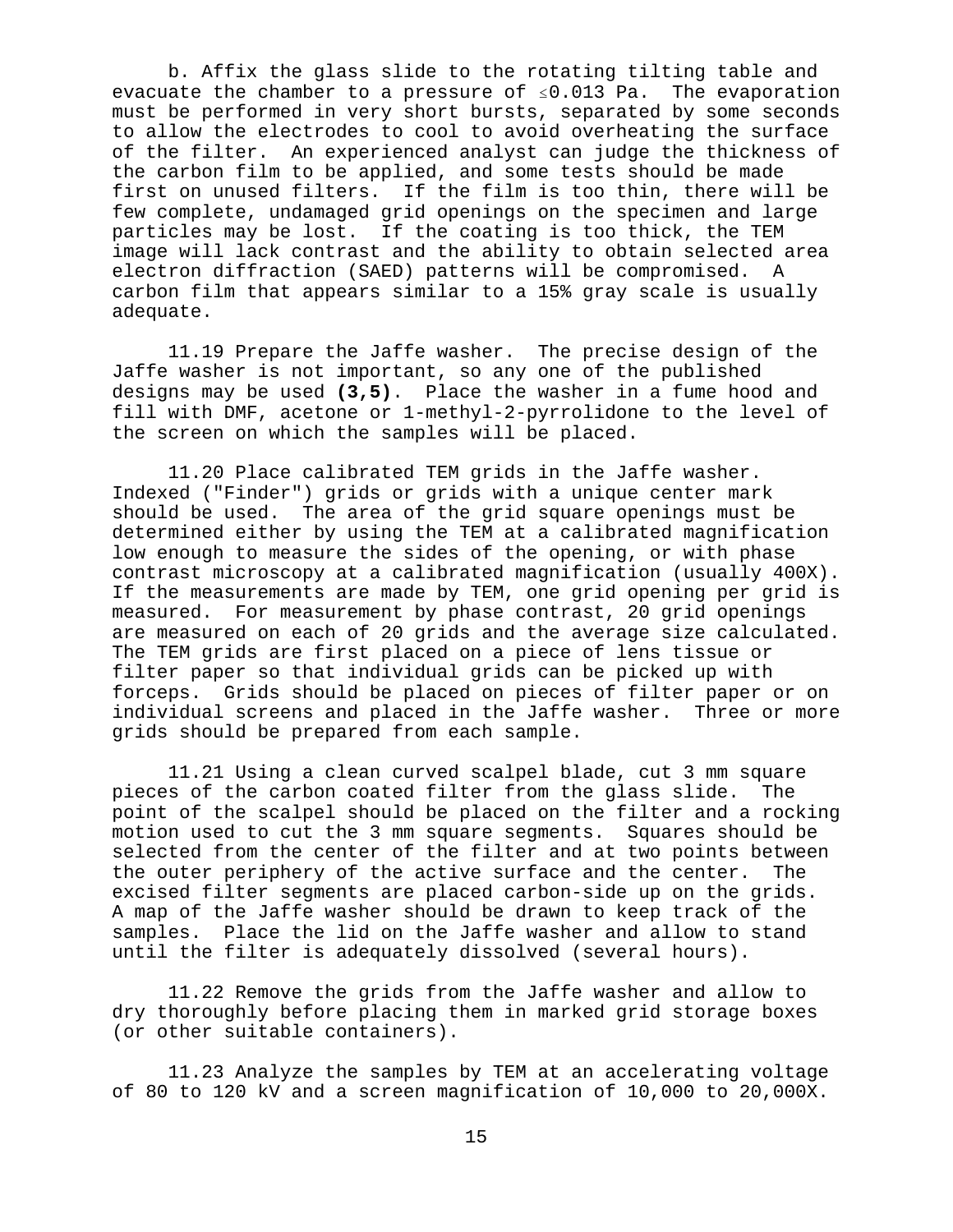b. Affix the glass slide to the rotating tilting table and evacuate the chamber to a pressure of $\leq$0.013 Pa. The evaporation must be performed in very short bursts, separated by some seconds to allow the electrodes to cool to avoid overheating the surface of the filter. An experienced analyst can judge the thickness of the carbon film to be applied, and some tests should be made first on unused filters. If the film is too thin, there will be few complete, undamaged grid openings on the specimen and large particles may be lost. If the coating is too thick, the TEM image will lack contrast and the ability to obtain selected area electron diffraction (SAED) patterns will be compromised. A carbon film that appears similar to a 15% gray scale is usually adequate.

11.19 Prepare the Jaffe washer. The precise design of the Jaffe washer is not important, so any one of the published designs may be used **(3,5)**. Place the washer in a fume hood and fill with DMF, acetone or 1-methyl-2-pyrrolidone to the level of the screen on which the samples will be placed.

11.20 Place calibrated TEM grids in the Jaffe washer. Indexed ("Finder") grids or grids with a unique center mark should be used. The area of the grid square openings must be determined either by using the TEM at a calibrated magnification low enough to measure the sides of the opening, or with phase contrast microscopy at a calibrated magnification (usually 400X). If the measurements are made by TEM, one grid opening per grid is measured. For measurement by phase contrast, 20 grid openings are measured on each of 20 grids and the average size calculated. The TEM grids are first placed on a piece of lens tissue or filter paper so that individual grids can be picked up with forceps. Grids should be placed on pieces of filter paper or on individual screens and placed in the Jaffe washer. Three or more grids should be prepared from each sample.

11.21 Using a clean curved scalpel blade, cut 3 mm square pieces of the carbon coated filter from the glass slide. The point of the scalpel should be placed on the filter and a rocking motion used to cut the 3 mm square segments. Squares should be selected from the center of the filter and at two points between the outer periphery of the active surface and the center. The excised filter segments are placed carbon-side up on the grids. A map of the Jaffe washer should be drawn to keep track of the samples. Place the lid on the Jaffe washer and allow to stand until the filter is adequately dissolved (several hours).

11.22 Remove the grids from the Jaffe washer and allow to dry thoroughly before placing them in marked grid storage boxes (or other suitable containers).

11.23 Analyze the samples by TEM at an accelerating voltage of 80 to 120 kV and a screen magnification of 10,000 to 20,000X.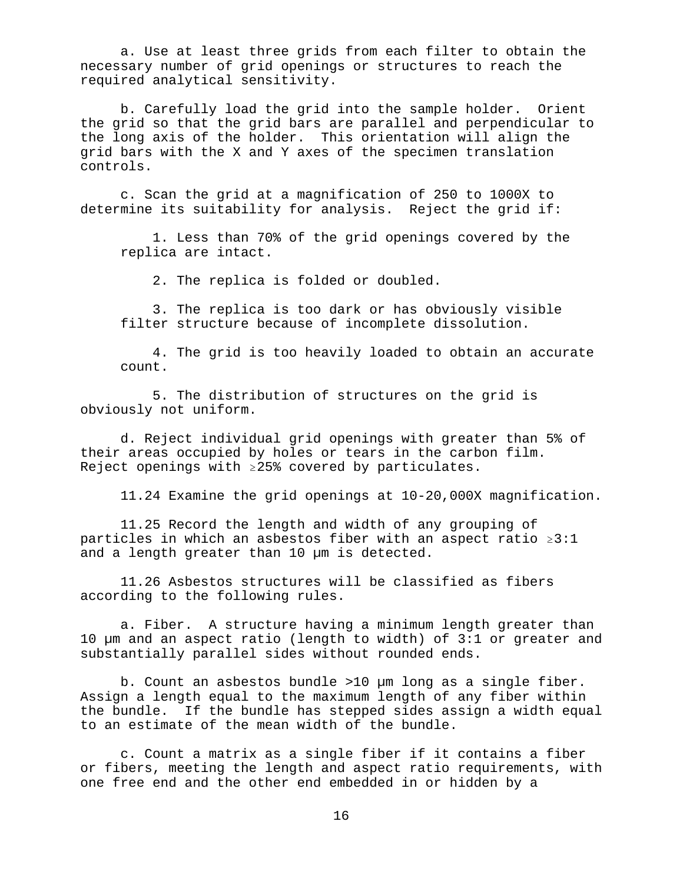a. Use at least three grids from each filter to obtain the necessary number of grid openings or structures to reach the required analytical sensitivity.

b. Carefully load the grid into the sample holder. Orient the grid so that the grid bars are parallel and perpendicular to the long axis of the holder. This orientation will align the grid bars with the X and Y axes of the specimen translation controls.

c. Scan the grid at a magnification of 250 to 1000X to determine its suitability for analysis. Reject the grid if:

1. Less than 70% of the grid openings covered by the replica are intact.

2. The replica is folded or doubled.

3. The replica is too dark or has obviously visible filter structure because of incomplete dissolution.

4. The grid is too heavily loaded to obtain an accurate count.

5. The distribution of structures on the grid is obviously not uniform.

d. Reject individual grid openings with greater than 5% of their areas occupied by holes or tears in the carbon film. Reject openings with ≥25% covered by particulates.

11.24 Examine the grid openings at 10-20,000X magnification.

11.25 Record the length and width of any grouping of particles in which an asbestos fiber with an aspect ratio ≥3:1 and a length greater than 10 µm is detected.

11.26 Asbestos structures will be classified as fibers according to the following rules.

a. Fiber. A structure having a minimum length greater than 10 µm and an aspect ratio (length to width) of 3:1 or greater and substantially parallel sides without rounded ends.

b. Count an asbestos bundle >10 µm long as a single fiber. Assign a length equal to the maximum length of any fiber within the bundle. If the bundle has stepped sides assign a width equal to an estimate of the mean width of the bundle.

c. Count a matrix as a single fiber if it contains a fiber or fibers, meeting the length and aspect ratio requirements, with one free end and the other end embedded in or hidden by a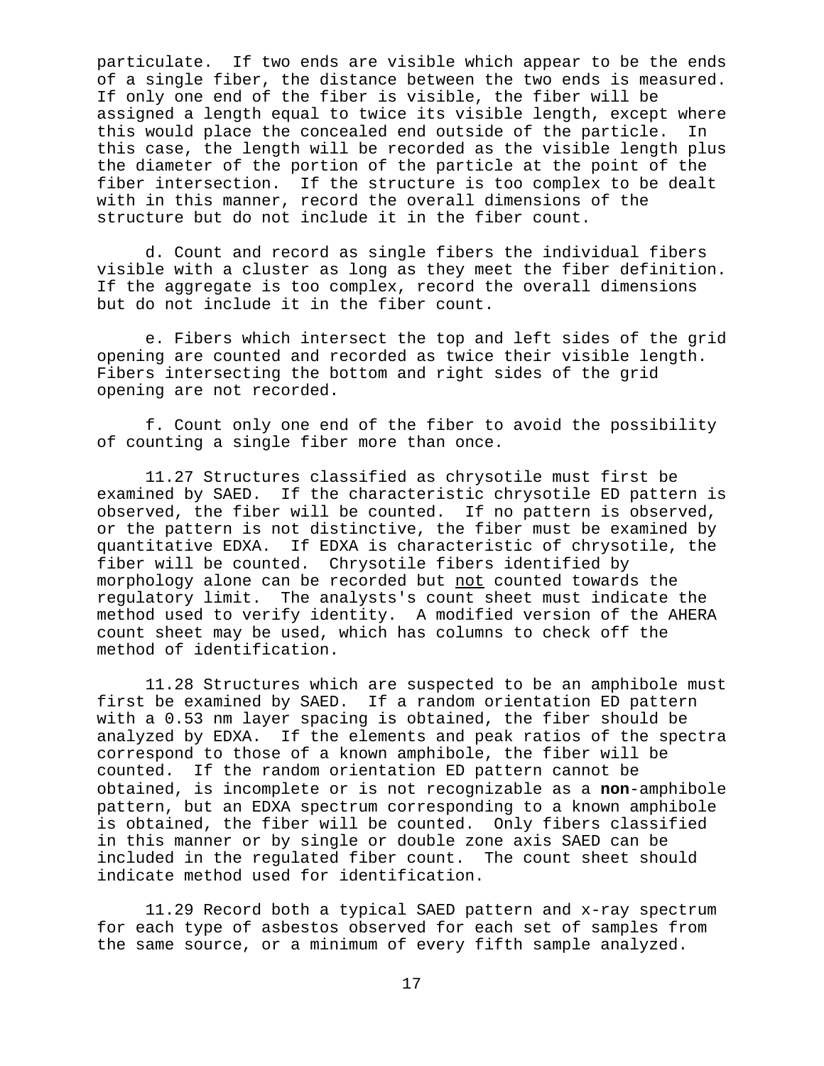particulate. If two ends are visible which appear to be the ends of a single fiber, the distance between the two ends is measured. If only one end of the fiber is visible, the fiber will be assigned a length equal to twice its visible length, except where this would place the concealed end outside of the particle. In this case, the length will be recorded as the visible length plus the diameter of the portion of the particle at the point of the fiber intersection. If the structure is too complex to be dealt with in this manner, record the overall dimensions of the structure but do not include it in the fiber count.

d. Count and record as single fibers the individual fibers visible with a cluster as long as they meet the fiber definition. If the aggregate is too complex, record the overall dimensions but do not include it in the fiber count.

e. Fibers which intersect the top and left sides of the grid opening are counted and recorded as twice their visible length. Fibers intersecting the bottom and right sides of the grid opening are not recorded.

f. Count only one end of the fiber to avoid the possibility of counting a single fiber more than once.

11.27 Structures classified as chrysotile must first be examined by SAED. If the characteristic chrysotile ED pattern is observed, the fiber will be counted. If no pattern is observed, or the pattern is not distinctive, the fiber must be examined by quantitative EDXA. If EDXA is characteristic of chrysotile, the fiber will be counted. Chrysotile fibers identified by morphology alone can be recorded but <u>not</u> counted towards the regulatory limit. The analysts's count sheet must indicate the method used to verify identity. A modified version of the AHERA count sheet may be used, which has columns to check off the method of identification.

11.28 Structures which are suspected to be an amphibole must first be examined by SAED. If a random orientation ED pattern with a 0.53 nm layer spacing is obtained, the fiber should be analyzed by EDXA. If the elements and peak ratios of the spectra correspond to those of a known amphibole, the fiber will be counted. If the random orientation ED pattern cannot be obtained, is incomplete or is not recognizable as a **non**-amphibole pattern, but an EDXA spectrum corresponding to a known amphibole is obtained, the fiber will be counted. Only fibers classified in this manner or by single or double zone axis SAED can be included in the regulated fiber count. The count sheet should indicate method used for identification.

11.29 Record both a typical SAED pattern and x-ray spectrum for each type of asbestos observed for each set of samples from the same source, or a minimum of every fifth sample analyzed.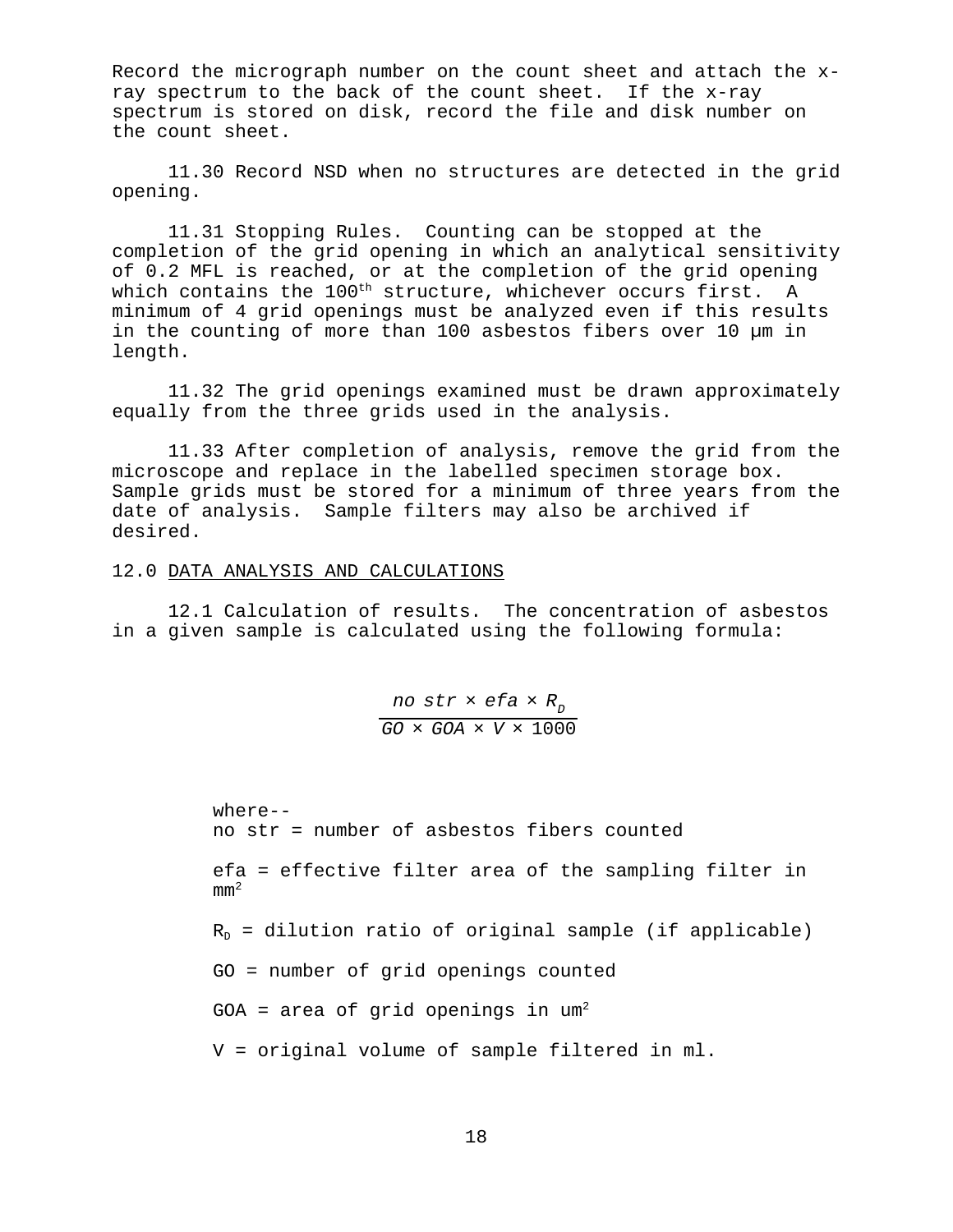Record the micrograph number on the count sheet and attach the x-ray spectrum to the back of the count sheet. If the x-ray spectrum is stored on disk, record the file and disk number on the count sheet.

11.30 Record NSD when no structures are detected in the grid opening.

11.31 Stopping Rules. Counting can be stopped at the completion of the grid opening in which an analytical sensitivity of 0.2 MFL is reached, or at the completion of the grid opening which contains the 100th structure, whichever occurs first. A minimum of 4 grid openings must be analyzed even if this results in the counting of more than 100 asbestos fibers over 10 µm in length.

11.32 The grid openings examined must be drawn approximately equally from the three grids used in the analysis.

11.33 After completion of analysis, remove the grid from the microscope and replace in the labelled specimen storage box. Sample grids must be stored for a minimum of three years from the date of analysis. Sample filters may also be archived if desired.

12.0 <u>DATA ANALYSIS AND CALCULATIONS</u>

12.1 Calculation of results. The concentration of asbestos in a given sample is calculated using the following formula:

$$\frac{no\ str \times efa \times R_D}{GO \times GOA \times V \times 1000}$$

where--

no str = number of asbestos fibers counted

efa = effective filter area of the sampling filter in $mm^2$

$R_D$ = dilution ratio of original sample (if applicable)

GO = number of grid openings counted

GOA = area of grid openings in $um^2$

V = original volume of sample filtered in ml.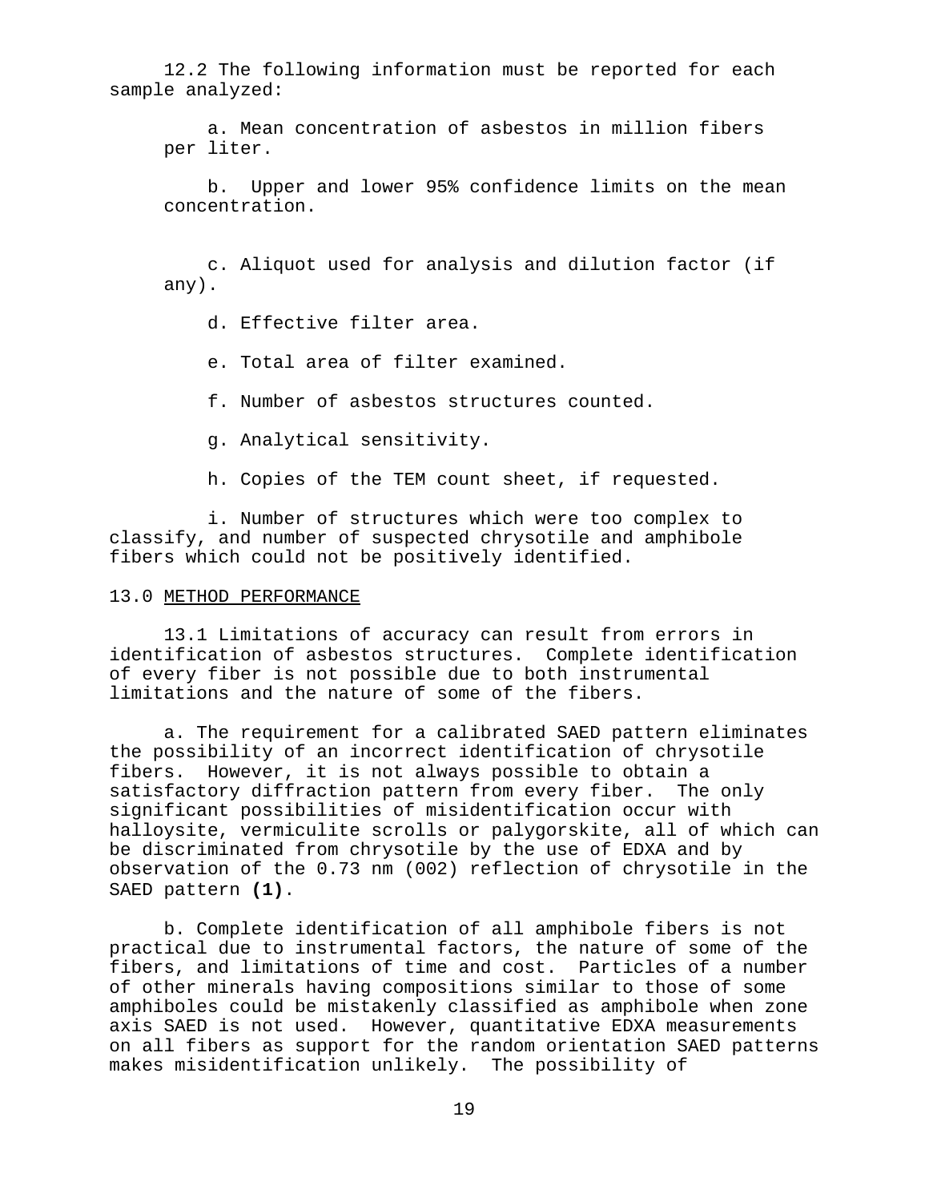12.2 The following information must be reported for each sample analyzed:

a. Mean concentration of asbestos in million fibers per liter.

b. Upper and lower 95% confidence limits on the mean concentration.

c. Aliquot used for analysis and dilution factor (if any).

d. Effective filter area.

e. Total area of filter examined.

f. Number of asbestos structures counted.

g. Analytical sensitivity.

h. Copies of the TEM count sheet, if requested.

i. Number of structures which were too complex to classify, and number of suspected chrysotile and amphibole fibers which could not be positively identified.

## 13.0 METHOD PERFORMANCE

13.1 Limitations of accuracy can result from errors in identification of asbestos structures. Complete identification of every fiber is not possible due to both instrumental limitations and the nature of some of the fibers.

a. The requirement for a calibrated SAED pattern eliminates the possibility of an incorrect identification of chrysotile fibers. However, it is not always possible to obtain a satisfactory diffraction pattern from every fiber. The only significant possibilities of misidentification occur with halloysite, vermiculite scrolls or palygorskite, all of which can be discriminated from chrysotile by the use of EDXA and by observation of the 0.73 nm (002) reflection of chrysotile in the SAED pattern **(1)**.

b. Complete identification of all amphibole fibers is not practical due to instrumental factors, the nature of some of the fibers, and limitations of time and cost. Particles of a number of other minerals having compositions similar to those of some amphiboles could be mistakenly classified as amphibole when zone axis SAED is not used. However, quantitative EDXA measurements on all fibers as support for the random orientation SAED patterns makes misidentification unlikely. The possibility of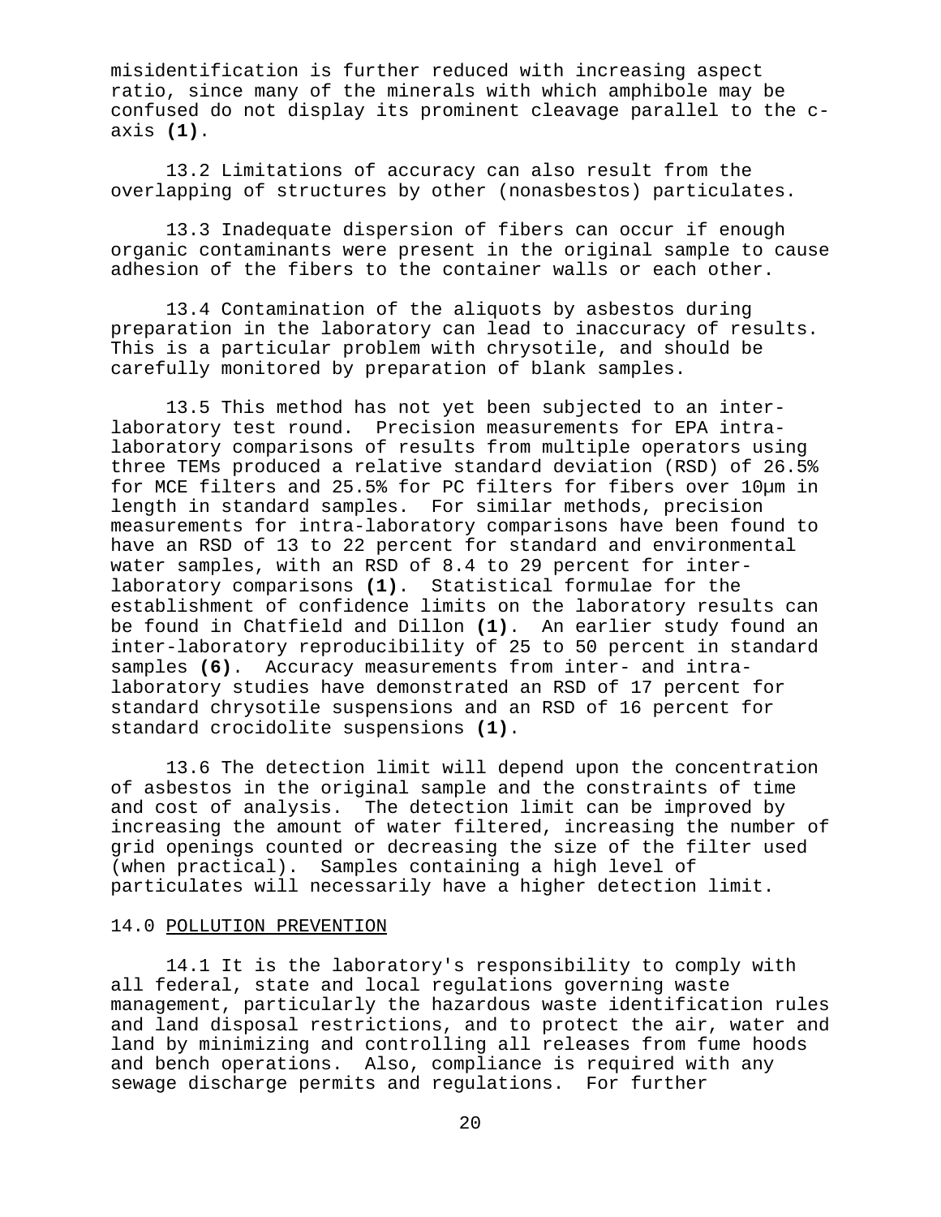misidentification is further reduced with increasing aspect ratio, since many of the minerals with which amphibole may be confused do not display its prominent cleavage parallel to the c-axis **(1)**.

13.2 Limitations of accuracy can also result from the overlapping of structures by other (nonasbestos) particulates.

13.3 Inadequate dispersion of fibers can occur if enough organic contaminants were present in the original sample to cause adhesion of the fibers to the container walls or each other.

13.4 Contamination of the aliquots by asbestos during preparation in the laboratory can lead to inaccuracy of results. This is a particular problem with chrysotile, and should be carefully monitored by preparation of blank samples.

13.5 This method has not yet been subjected to an inter-laboratory test round. Precision measurements for EPA intra-laboratory comparisons of results from multiple operators using three TEMs produced a relative standard deviation (RSD) of 26.5% for MCE filters and 25.5% for PC filters for fibers over 10µm in length in standard samples. For similar methods, precision measurements for intra-laboratory comparisons have been found to have an RSD of 13 to 22 percent for standard and environmental water samples, with an RSD of 8.4 to 29 percent for inter-laboratory comparisons **(1)**. Statistical formulae for the establishment of confidence limits on the laboratory results can be found in Chatfield and Dillon **(1)**. An earlier study found an inter-laboratory reproducibility of 25 to 50 percent in standard samples **(6)**. Accuracy measurements from inter- and intra-laboratory studies have demonstrated an RSD of 17 percent for standard chrysotile suspensions and an RSD of 16 percent for standard crocidolite suspensions **(1)**.

13.6 The detection limit will depend upon the concentration of asbestos in the original sample and the constraints of time and cost of analysis. The detection limit can be improved by increasing the amount of water filtered, increasing the number of grid openings counted or decreasing the size of the filter used (when practical). Samples containing a high level of particulates will necessarily have a higher detection limit.

## 14.0 POLLUTION PREVENTION

14.1 It is the laboratory's responsibility to comply with all federal, state and local regulations governing waste management, particularly the hazardous waste identification rules and land disposal restrictions, and to protect the air, water and land by minimizing and controlling all releases from fume hoods and bench operations. Also, compliance is required with any sewage discharge permits and regulations. For further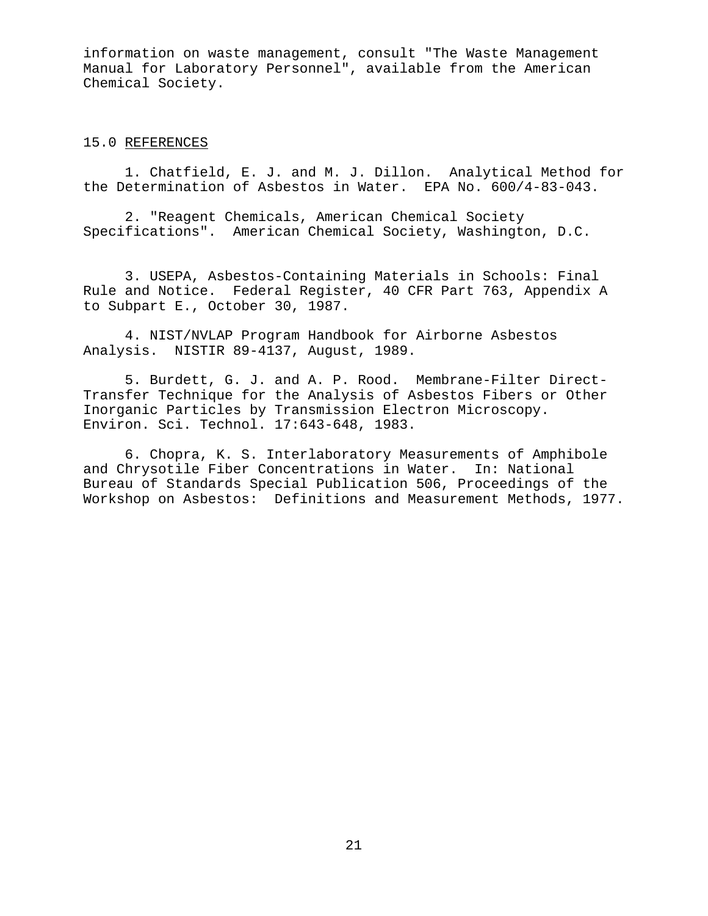information on waste management, consult "The Waste Management Manual for Laboratory Personnel", available from the American Chemical Society.

## 15.0 REFERENCES

1. Chatfield, E. J. and M. J. Dillon. Analytical Method for the Determination of Asbestos in Water. EPA No. 600/4-83-043.

2. "Reagent Chemicals, American Chemical Society Specifications". American Chemical Society, Washington, D.C.

3. USEPA, Asbestos-Containing Materials in Schools: Final Rule and Notice. Federal Register, 40 CFR Part 763, Appendix A to Subpart E., October 30, 1987.

4. NIST/NVLAP Program Handbook for Airborne Asbestos Analysis. NISTIR 89-4137, August, 1989.

5. Burdett, G. J. and A. P. Rood. Membrane-Filter Direct-Transfer Technique for the Analysis of Asbestos Fibers or Other Inorganic Particles by Transmission Electron Microscopy. Environ. Sci. Technol. 17:643-648, 1983.

6. Chopra, K. S. Interlaboratory Measurements of Amphibole and Chrysotile Fiber Concentrations in Water. In: National Bureau of Standards Special Publication 506, Proceedings of the Workshop on Asbestos: Definitions and Measurement Methods, 1977.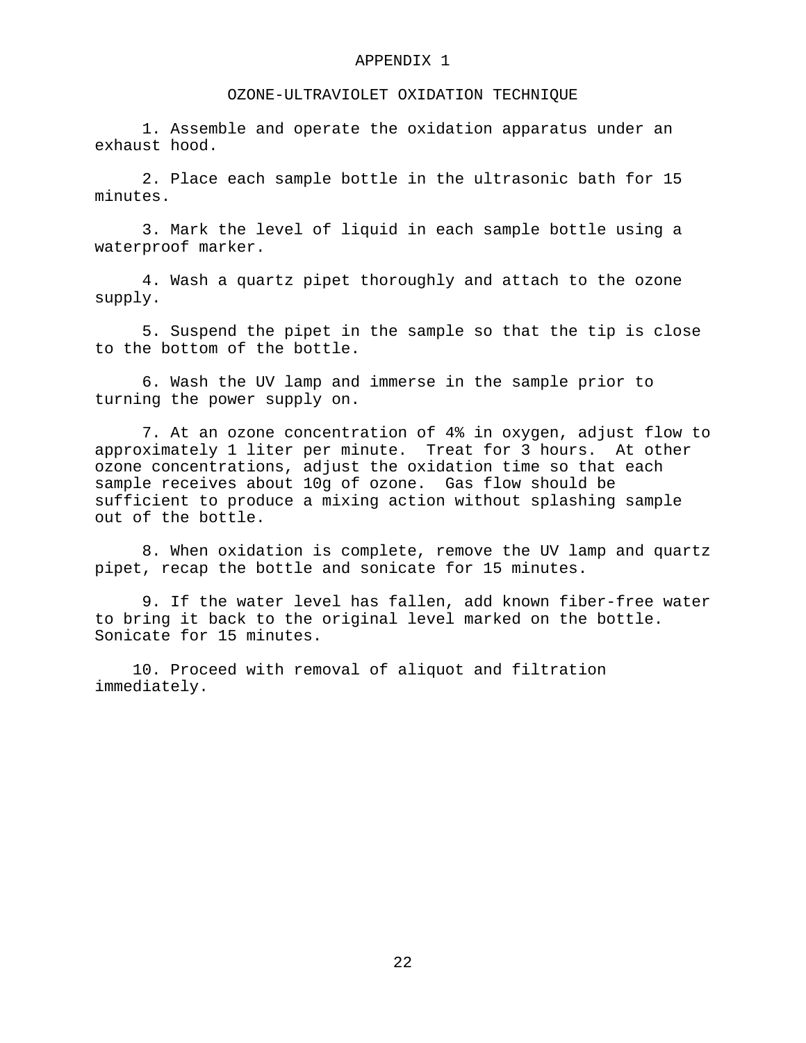# APPENDIX 1

## OZONE-ULTRAVIOLET OXIDATION TECHNIQUE

1. Assemble and operate the oxidation apparatus under an exhaust hood.

2. Place each sample bottle in the ultrasonic bath for 15 minutes.

3. Mark the level of liquid in each sample bottle using a waterproof marker.

4. Wash a quartz pipet thoroughly and attach to the ozone supply.

5. Suspend the pipet in the sample so that the tip is close to the bottom of the bottle.

6. Wash the UV lamp and immerse in the sample prior to turning the power supply on.

7. At an ozone concentration of 4% in oxygen, adjust flow to approximately 1 liter per minute. Treat for 3 hours. At other ozone concentrations, adjust the oxidation time so that each sample receives about 10g of ozone. Gas flow should be sufficient to produce a mixing action without splashing sample out of the bottle.

8. When oxidation is complete, remove the UV lamp and quartz pipet, recap the bottle and sonicate for 15 minutes.

9. If the water level has fallen, add known fiber-free water to bring it back to the original level marked on the bottle. Sonicate for 15 minutes.

10. Proceed with removal of aliquot and filtration immediately.